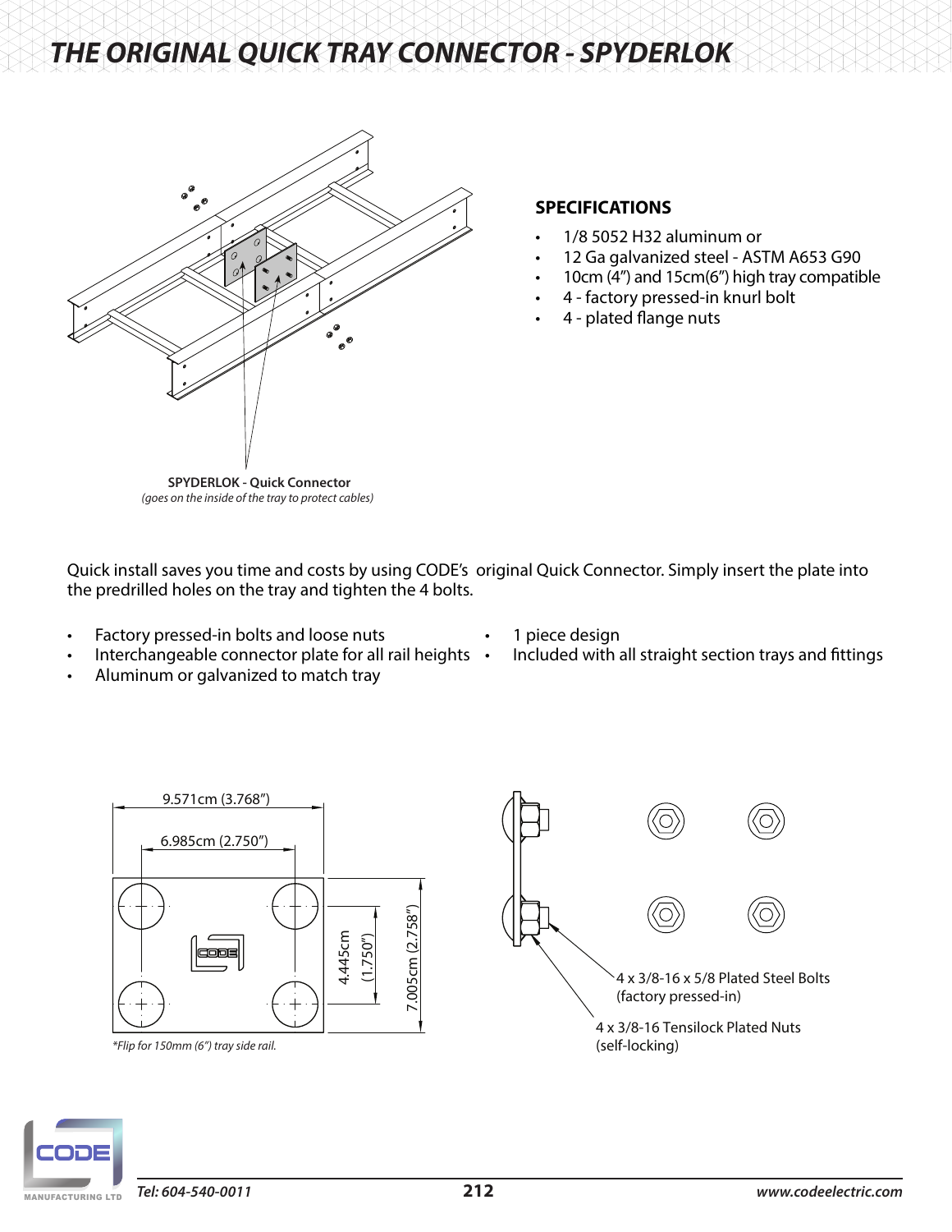# THE ORIGINAL QUICK TRAY CONNECTOR - SPYDERLOK

**SPYDERLOK - Quick Connector**
*(goes on the inside of the tray to protect cables)*

## SPECIFICATIONS

- 1/8 5052 H32 aluminum or
- 12 Ga galvanized steel - ASTM A653 G90
- 10cm (4") and 15cm(6") high tray compatible
- 4 - factory pressed-in knurl bolt
- 4 - plated flange nuts

Quick install saves you time and costs by using CODE's original Quick Connector. Simply insert the plate into the predrilled holes on the tray and tighten the 4 bolts.

- Factory pressed-in bolts and loose nuts
- Interchangeable connector plate for all rail heights
- Aluminum or galvanized to match tray
- 1 piece design
- Included with all straight section trays and fittings

9.571cm (3.768")

6.985cm (2.750")

4.445cm (1.750")

7.005cm (2.758")

*\*Flip for 150mm (6") tray side rail.*

4 x 3/8-16 x 5/8 Plated Steel Bolts (factory pressed-in)

4 x 3/8-16 Tensilock Plated Nuts (self-locking)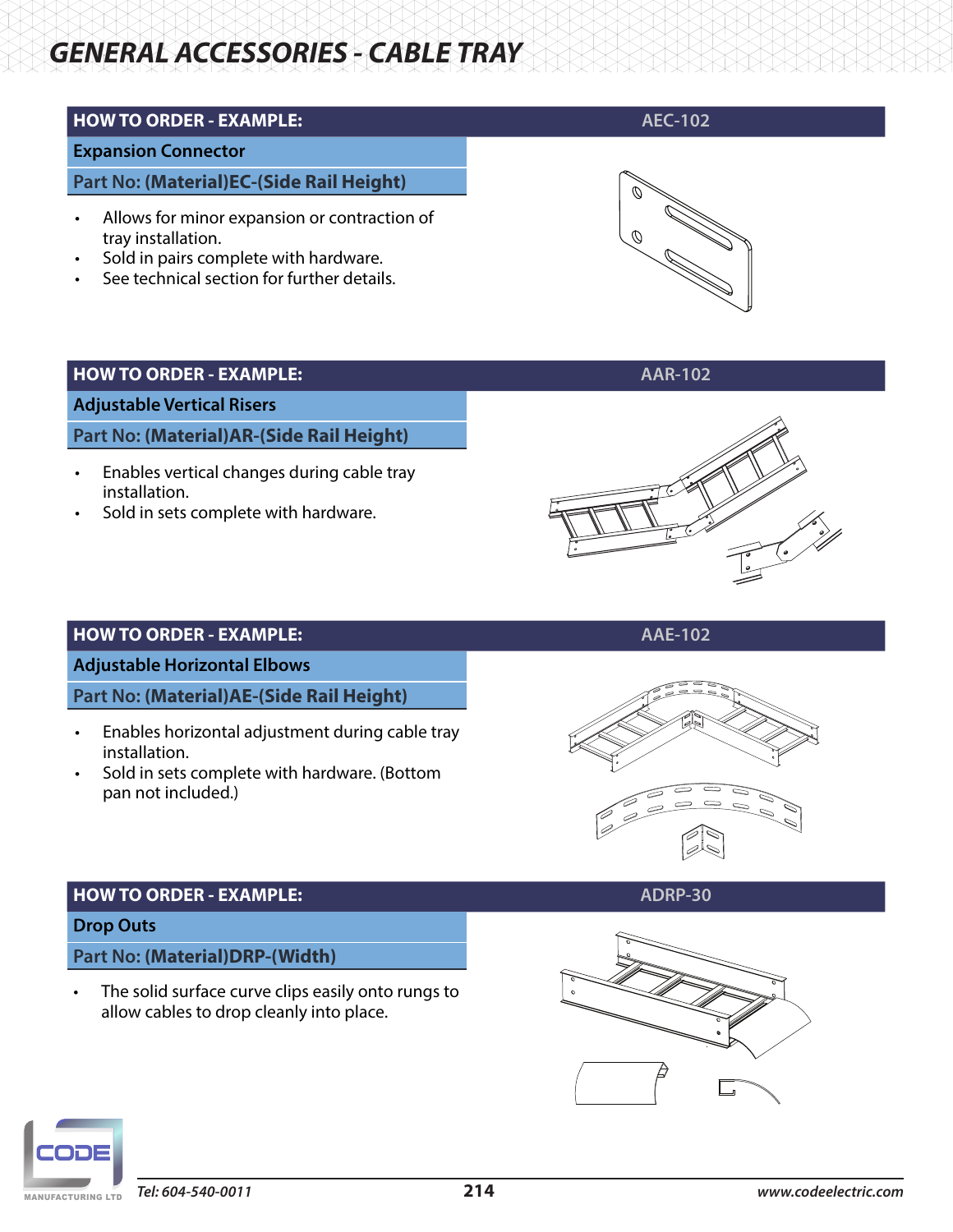# GENERAL ACCESSORIES - CABLE TRAY

| HOW TO ORDER - EXAMPLE: | AEC-102 |
| --- | --- |

**Expansion Connector**

Part No: **(Material)EC-(Side Rail Height)**

- Allows for minor expansion or contraction of tray installation.
- Sold in pairs complete with hardware.
- See technical section for further details.

| HOW TO ORDER - EXAMPLE: | AAR-102 |
| --- | --- |

**Adjustable Vertical Risers**

Part No: **(Material)AR-(Side Rail Height)**

- Enables vertical changes during cable tray installation.
- Sold in sets complete with hardware.

| HOW TO ORDER - EXAMPLE: | AAE-102 |
| --- | --- |

**Adjustable Horizontal Elbows**

Part No: **(Material)AE-(Side Rail Height)**

- Enables horizontal adjustment during cable tray installation.
- Sold in sets complete with hardware. (Bottom pan not included.)

| HOW TO ORDER - EXAMPLE: | ADRP-30 |
| --- | --- |

**Drop Outs**

Part No: **(Material)DRP-(Width)**

- The solid surface curve clips easily onto rungs to allow cables to drop cleanly into place.

*Tel: 604-540-0011* *www.codeelectric.com*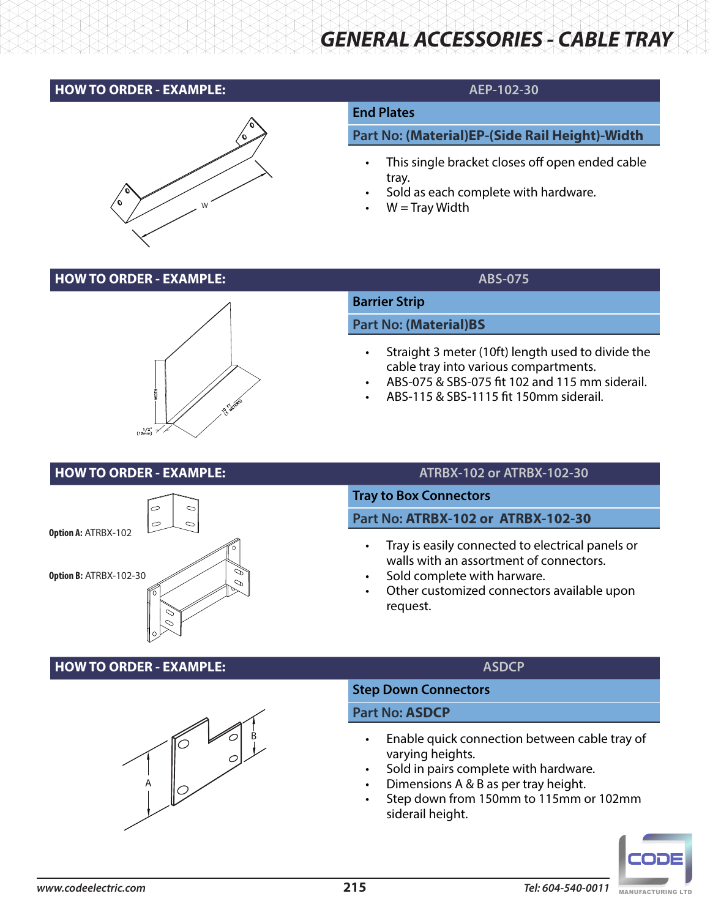# GENERAL ACCESSORIES - CABLE TRAY

## HOW TO ORDER - EXAMPLE: AEP-102-30

### End Plates

**Part No: (Material)EP-(Side Rail Height)-Width**

- This single bracket closes off open ended cable tray.
- Sold as each complete with hardware.
- W = Tray Width

## HOW TO ORDER - EXAMPLE: ABS-075

### Barrier Strip

**Part No: (Material)BS**

- Straight 3 meter (10ft) length used to divide the cable tray into various compartments.
- ABS-075 & SBS-075 fit 102 and 115 mm siderail.
- ABS-115 & SBS-1115 fit 150mm siderail.

## HOW TO ORDER - EXAMPLE: ATRBX-102 or ATRBX-102-30

**Option A:** ATRBX-102

**Option B:** ATRBX-102-30

### Tray to Box Connectors

**Part No: ATRBX-102 or ATRBX-102-30**

- Tray is easily connected to electrical panels or walls with an assortment of connectors.
- Sold complete with harware.
- Other customized connectors available upon request.

## HOW TO ORDER - EXAMPLE: ASDCP

### Step Down Connectors

**Part No: ASDCP**

- Enable quick connection between cable tray of varying heights.
- Sold in pairs complete with hardware.
- Dimensions A & B as per tray height.
- Step down from 150mm to 115mm or 102mm siderail height.

www.codeelectric.com | Tel: 604-540-0011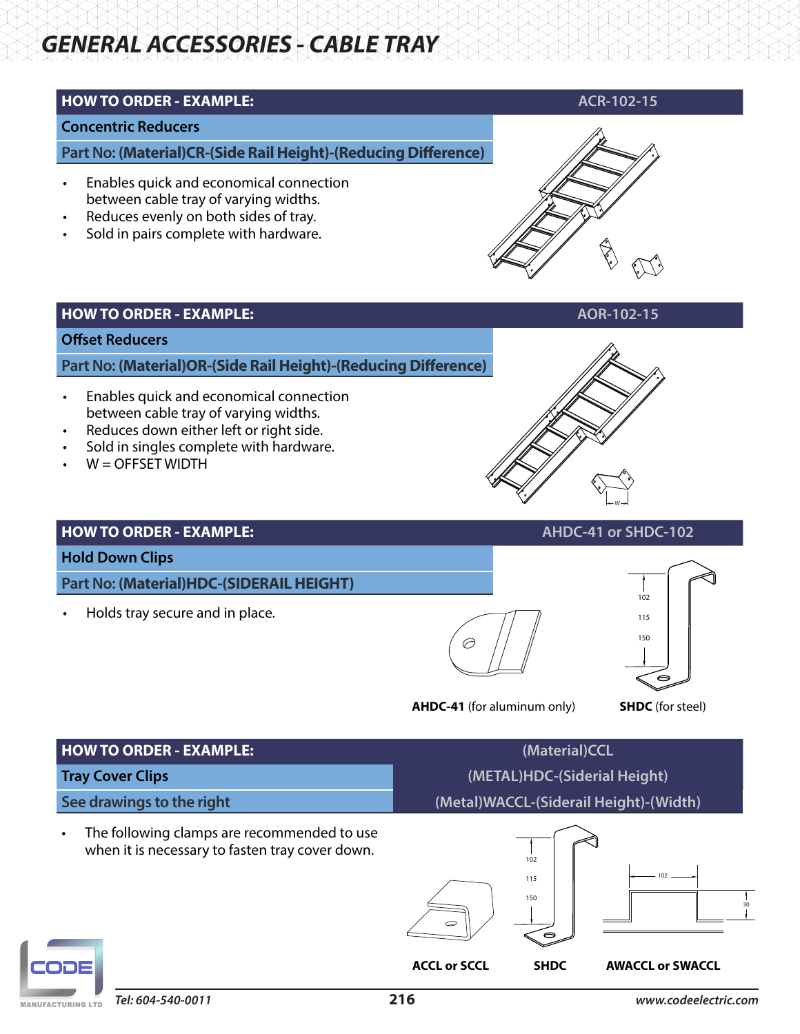# GENERAL ACCESSORIES - CABLE TRAY

| HOW TO ORDER - EXAMPLE: | ACR-102-15 |
|---|---|
| Concentric Reducers | |
| Part No: **(Material)CR-(Side Rail Height)-(Reducing Difference)** | |

- Enables quick and economical connection between cable tray of varying widths.
- Reduces evenly on both sides of tray.
- Sold in pairs complete with hardware.

| HOW TO ORDER - EXAMPLE: | AOR-102-15 |
|---|---|
| Offset Reducers | |
| Part No: **(Material)OR-(Side Rail Height)-(Reducing Difference)** | |

- Enables quick and economical connection between cable tray of varying widths.
- Reduces down either left or right side.
- Sold in singles complete with hardware.
- W = OFFSET WIDTH

W

| HOW TO ORDER - EXAMPLE: | AHDC-41 or SHDC-102 |
|---|---|
| Hold Down Clips | |
| Part No: **(Material)HDC-(SIDERAIL HEIGHT)** | |

- Holds tray secure and in place.

102
115
150

**AHDC-41** (for aluminum only) **SHDC** (for steel)

| HOW TO ORDER - EXAMPLE: | (Material)CCL |
|---|---|
| Tray Cover Clips | (METAL)HDC-(Siderial Height) |
| See drawings to the right | (Metal)WACCL-(Siderail Height)-(Width) |

- The following clamps are recommended to use when it is necessary to fasten tray cover down.

102
115
150

102
30

**ACCL or SCCL** **SHDC** **AWACCL or SWACCL**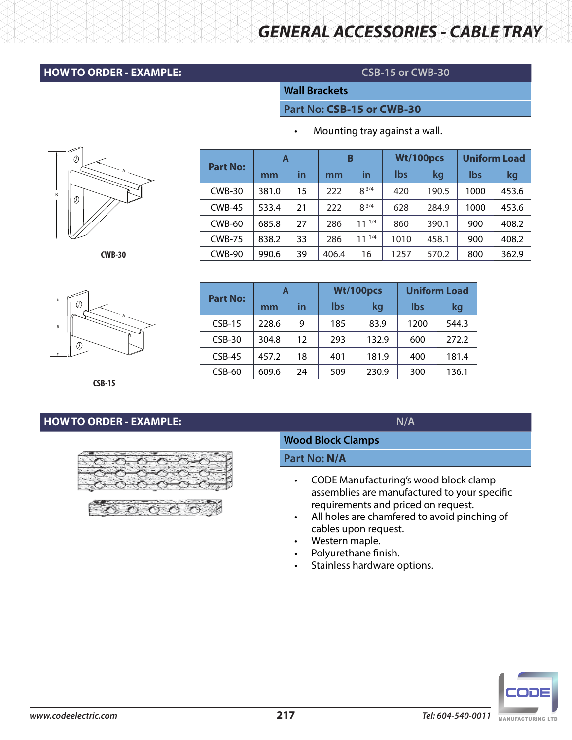# GENERAL ACCESSORIES - CABLE TRAY

## HOW TO ORDER - EXAMPLE: CSB-15 or CWB-30

### Wall Brackets

**Part No: CSB-15 or CWB-30**

- Mounting tray against a wall.

CWB-30

| Part No: | A | | B | | Wt/100pcs | | Uniform Load | |
|---|---|---|---|---|---|---|---|---|
| | mm | in | mm | in | lbs | kg | lbs | kg |
| CWB-30 | 381.0 | 15 | 222 | 8 3/4 | 420 | 190.5 | 1000 | 453.6 |
| CWB-45 | 533.4 | 21 | 222 | 8 3/4 | 628 | 284.9 | 1000 | 453.6 |
| CWB-60 | 685.8 | 27 | 286 | 11 1/4 | 860 | 390.1 | 900 | 408.2 |
| CWB-75 | 838.2 | 33 | 286 | 11 1/4 | 1010 | 458.1 | 900 | 408.2 |
| CWB-90 | 990.6 | 39 | 406.4 | 16 | 1257 | 570.2 | 800 | 362.9 |

CSB-15

| Part No: | A | | Wt/100pcs | | Uniform Load | |
|---|---|---|---|---|---|---|
| | mm | in | lbs | kg | lbs | kg |
| CSB-15 | 228.6 | 9 | 185 | 83.9 | 1200 | 544.3 |
| CSB-30 | 304.8 | 12 | 293 | 132.9 | 600 | 272.2 |
| CSB-45 | 457.2 | 18 | 401 | 181.9 | 400 | 181.4 |
| CSB-60 | 609.6 | 24 | 509 | 230.9 | 300 | 136.1 |

## HOW TO ORDER - EXAMPLE: N/A

### Wood Block Clamps

**Part No: N/A**

- CODE Manufacturing's wood block clamp assemblies are manufactured to your specific requirements and priced on request.
- All holes are chamfered to avoid pinching of cables upon request.
- Western maple.
- Polyurethane finish.
- Stainless hardware options.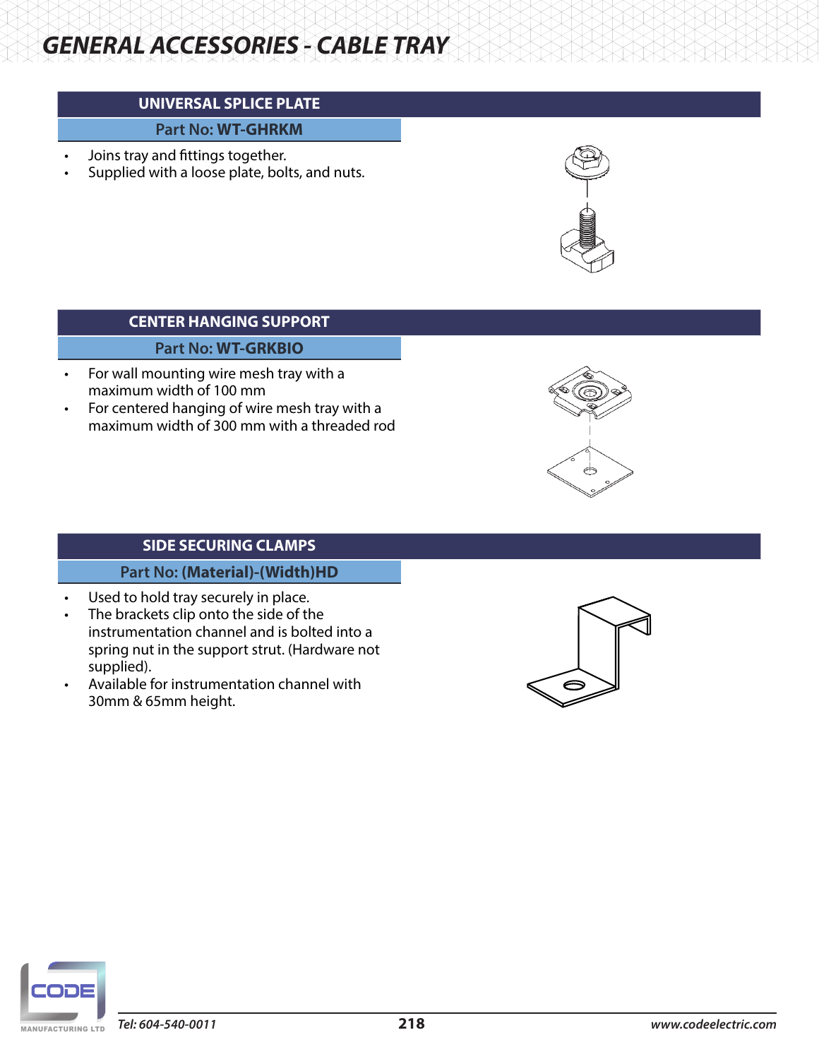# GENERAL ACCESSORIES - CABLE TRAY

## UNIVERSAL SPLICE PLATE

**Part No: WT-GHRKM**

- Joins tray and fittings together.
- Supplied with a loose plate, bolts, and nuts.

## CENTER HANGING SUPPORT

**Part No: WT-GRKBIO**

- For wall mounting wire mesh tray with a maximum width of 100 mm
- For centered hanging of wire mesh tray with a maximum width of 300 mm with a threaded rod

## SIDE SECURING CLAMPS

**Part No: (Material)-(Width)HD**

- Used to hold tray securely in place.
- The brackets clip onto the side of the instrumentation channel and is bolted into a spring nut in the support strut. (Hardware not supplied).
- Available for instrumentation channel with 30mm & 65mm height.